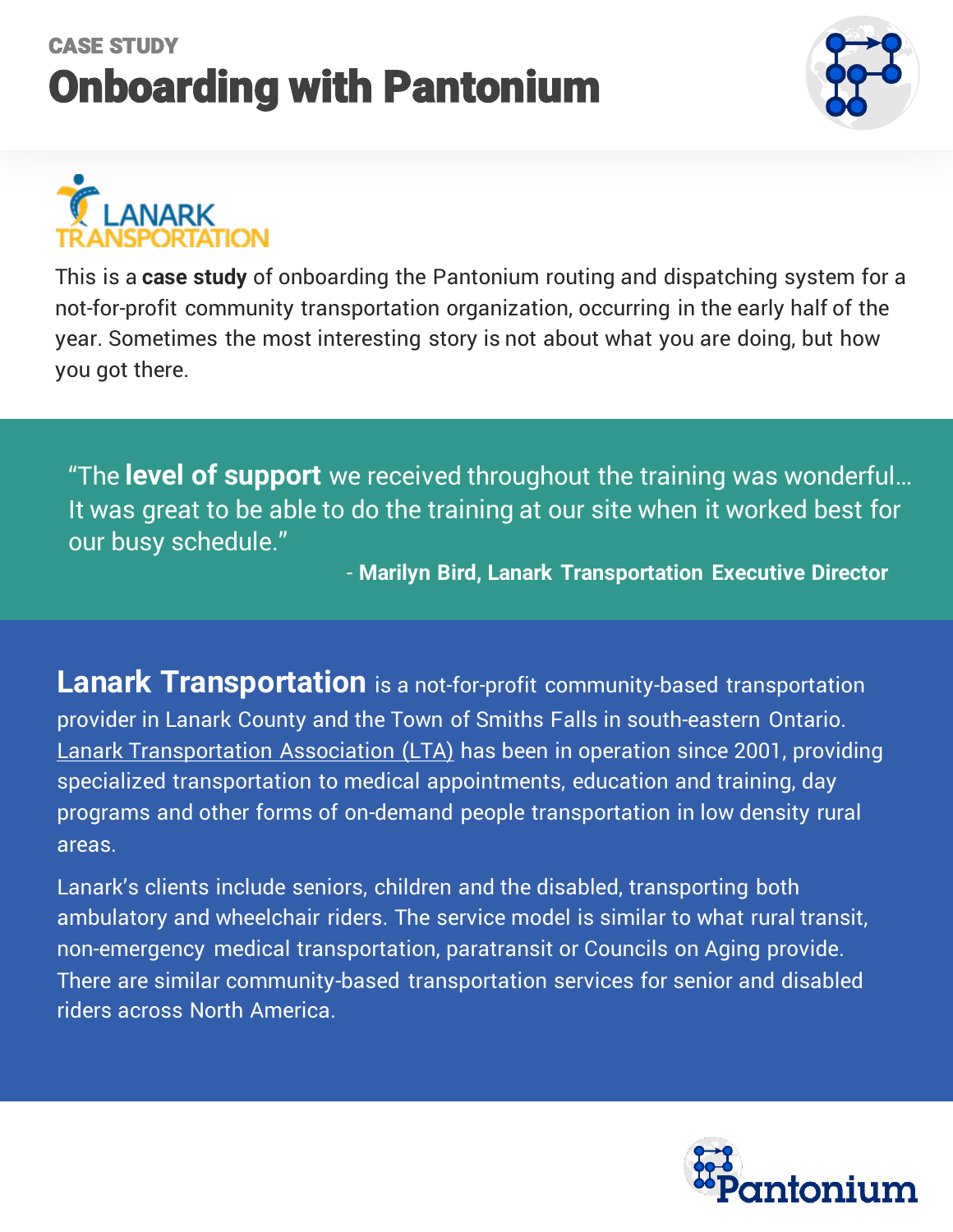CASE STUDY

# Onboarding with Pantonium

LANARK TRANSPORTATION

This is a **case study** of onboarding the Pantonium routing and dispatching system for a not-for-profit community transportation organization, occurring in the early half of the year. Sometimes the most interesting story is not about what you are doing, but how you got there.

> "The **level of support** we received throughout the training was wonderful… It was great to be able to do the training at our site when it worked best for our busy schedule."
>
> \- **Marilyn Bird, Lanark Transportation Executive Director**

**Lanark Transportation** is a not-for-profit community-based transportation provider in Lanark County and the Town of Smiths Falls in south-eastern Ontario. Lanark Transportation Association (LTA) has been in operation since 2001, providing specialized transportation to medical appointments, education and training, day programs and other forms of on-demand people transportation in low density rural areas.

Lanark's clients include seniors, children and the disabled, transporting both ambulatory and wheelchair riders. The service model is similar to what rural transit, non-emergency medical transportation, paratransit or Councils on Aging provide. There are similar community-based transportation services for senior and disabled riders across North America.

Pantonium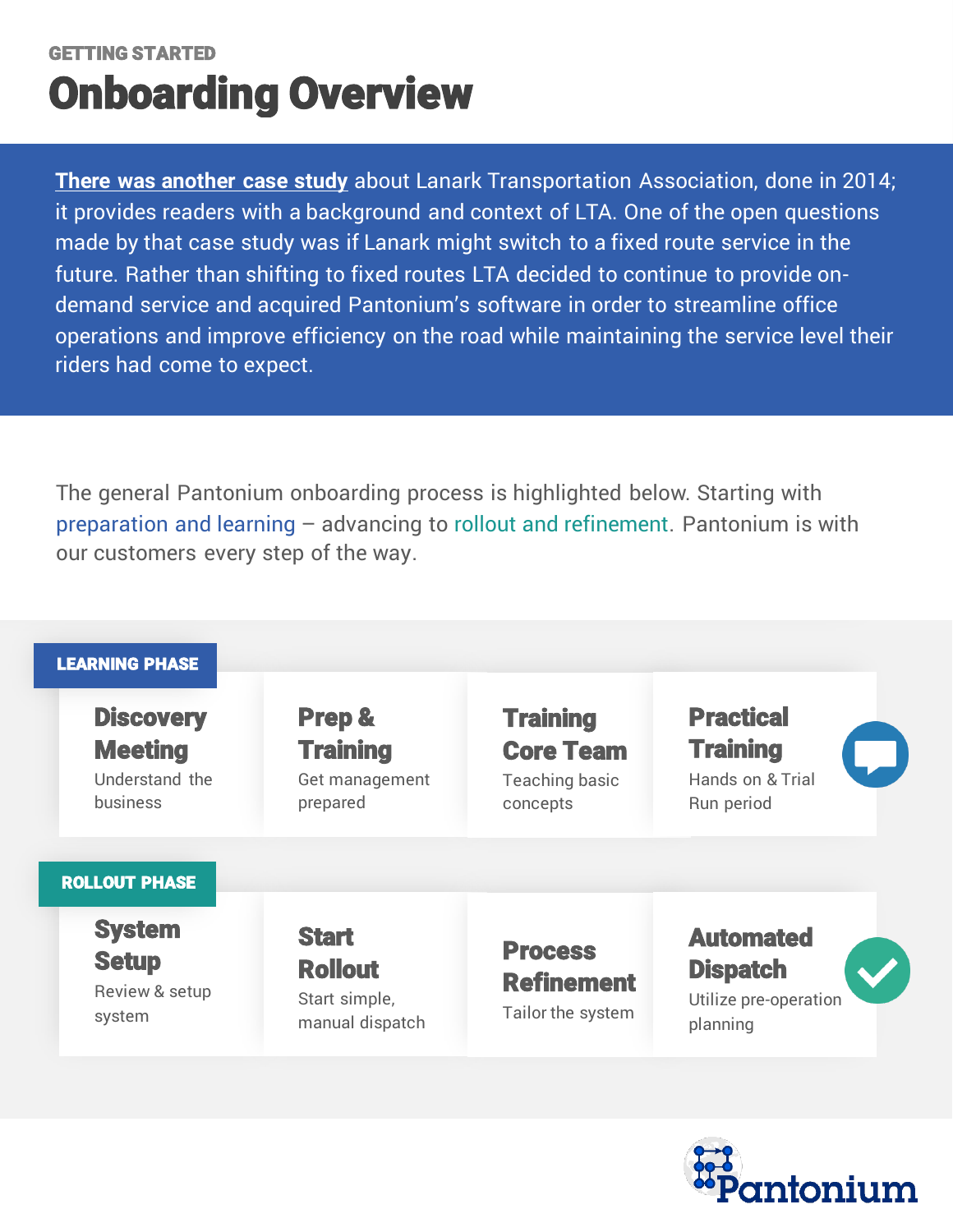GETTING STARTED

# Onboarding Overview

**There was another case study** about Lanark Transportation Association, done in 2014; it provides readers with a background and context of LTA. One of the open questions made by that case study was if Lanark might switch to a fixed route service in the future. Rather than shifting to fixed routes LTA decided to continue to provide on-demand service and acquired Pantonium's software in order to streamline office operations and improve efficiency on the road while maintaining the service level their riders had come to expect.

The general Pantonium onboarding process is highlighted below. Starting with preparation and learning – advancing to rollout and refinement. Pantonium is with our customers every step of the way.

## LEARNING PHASE

**Discovery Meeting**
Understand the business

**Prep & Training**
Get management prepared

**Training Core Team**
Teaching basic concepts

**Practical Training**
Hands on & Trial Run period

## ROLLOUT PHASE

**System Setup**
Review & setup system

**Start Rollout**
Start simple, manual dispatch

**Process Refinement**
Tailor the system

**Automated Dispatch**
Utilize pre-operation planning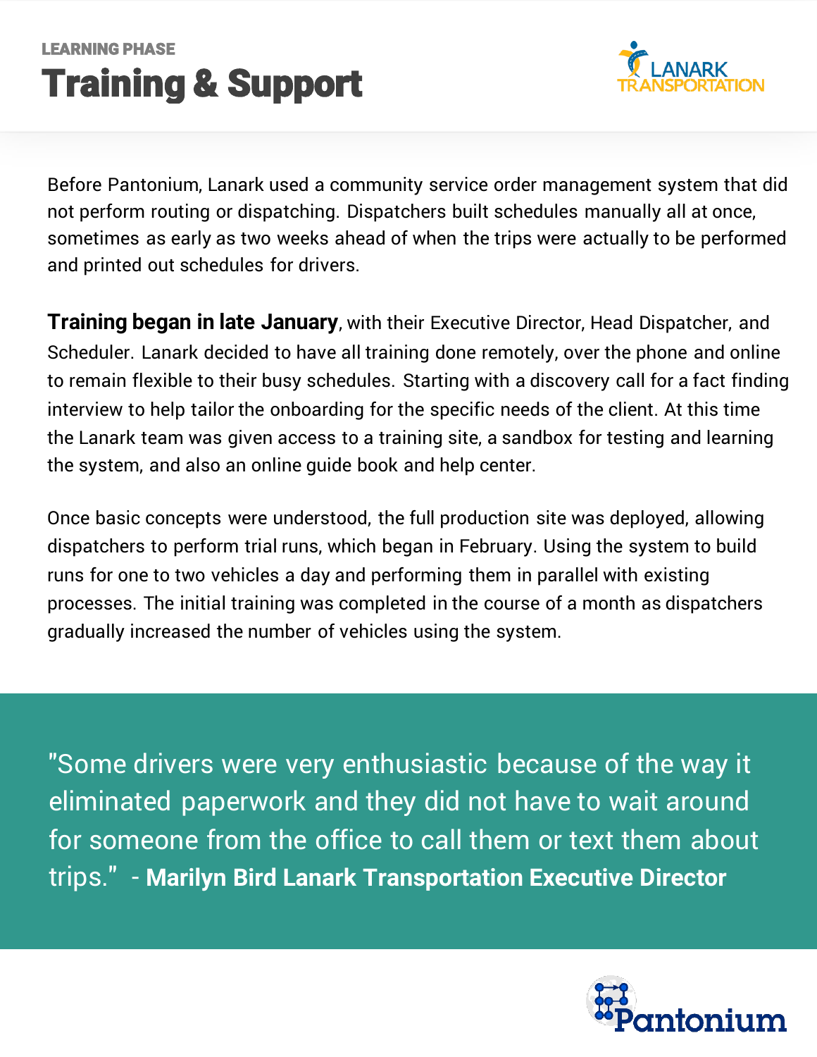LEARNING PHASE

# Training & Support

Before Pantonium, Lanark used a community service order management system that did not perform routing or dispatching. Dispatchers built schedules manually all at once, sometimes as early as two weeks ahead of when the trips were actually to be performed and printed out schedules for drivers.

**Training began in late January**, with their Executive Director, Head Dispatcher, and Scheduler. Lanark decided to have all training done remotely, over the phone and online to remain flexible to their busy schedules. Starting with a discovery call for a fact finding interview to help tailor the onboarding for the specific needs of the client. At this time the Lanark team was given access to a training site, a sandbox for testing and learning the system, and also an online guide book and help center.

Once basic concepts were understood, the full production site was deployed, allowing dispatchers to perform trial runs, which began in February. Using the system to build runs for one to two vehicles a day and performing them in parallel with existing processes. The initial training was completed in the course of a month as dispatchers gradually increased the number of vehicles using the system.

> "Some drivers were very enthusiastic because of the way it eliminated paperwork and they did not have to wait around for someone from the office to call them or text them about trips." - **Marilyn Bird Lanark Transportation Executive Director**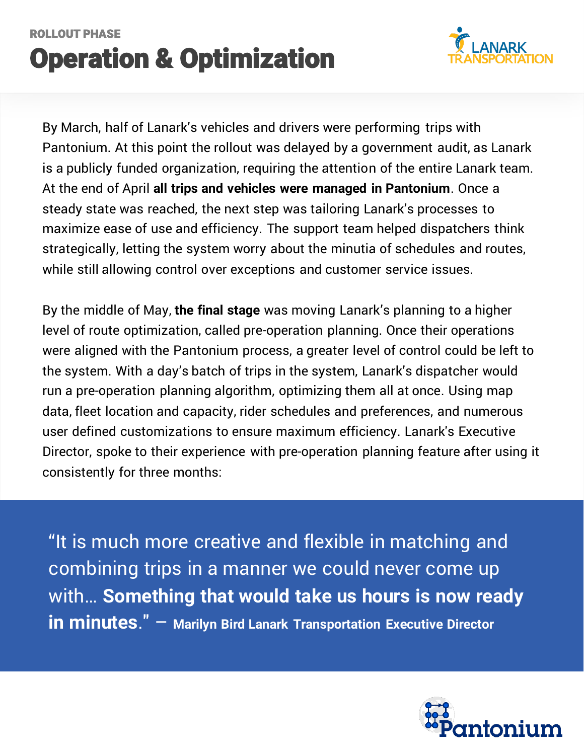ROLLOUT PHASE

# Operation & Optimization

By March, half of Lanark's vehicles and drivers were performing trips with Pantonium. At this point the rollout was delayed by a government audit, as Lanark is a publicly funded organization, requiring the attention of the entire Lanark team. At the end of April **all trips and vehicles were managed in Pantonium**. Once a steady state was reached, the next step was tailoring Lanark's processes to maximize ease of use and efficiency. The support team helped dispatchers think strategically, letting the system worry about the minutia of schedules and routes, while still allowing control over exceptions and customer service issues.

By the middle of May, **the final stage** was moving Lanark's planning to a higher level of route optimization, called pre-operation planning. Once their operations were aligned with the Pantonium process, a greater level of control could be left to the system. With a day's batch of trips in the system, Lanark's dispatcher would run a pre-operation planning algorithm, optimizing them all at once. Using map data, fleet location and capacity, rider schedules and preferences, and numerous user defined customizations to ensure maximum efficiency. Lanark's Executive Director, spoke to their experience with pre-operation planning feature after using it consistently for three months:

> "It is much more creative and flexible in matching and combining trips in a manner we could never come up with… **Something that would take us hours is now ready in minutes**." – **Marilyn Bird Lanark Transportation Executive Director**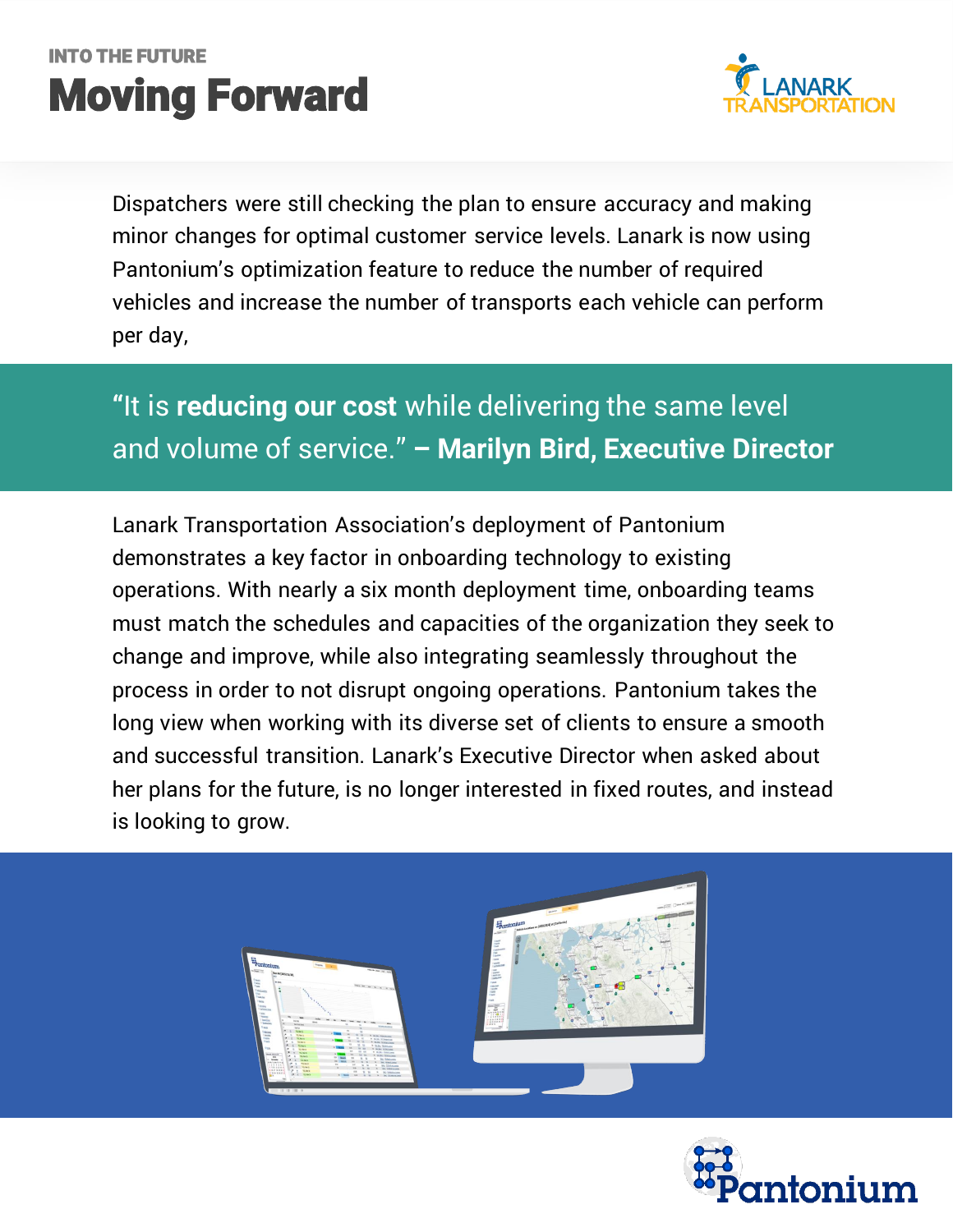INTO THE FUTURE

# Moving Forward

Dispatchers were still checking the plan to ensure accuracy and making minor changes for optimal customer service levels. Lanark is now using Pantonium's optimization feature to reduce the number of required vehicles and increase the number of transports each vehicle can perform per day,

"It is **reducing our cost** while delivering the same level and volume of service." **– Marilyn Bird, Executive Director**

Lanark Transportation Association's deployment of Pantonium demonstrates a key factor in onboarding technology to existing operations. With nearly a six month deployment time, onboarding teams must match the schedules and capacities of the organization they seek to change and improve, while also integrating seamlessly throughout the process in order to not disrupt ongoing operations. Pantonium takes the long view when working with its diverse set of clients to ensure a smooth and successful transition. Lanark's Executive Director when asked about her plans for the future, is no longer interested in fixed routes, and instead is looking to grow.